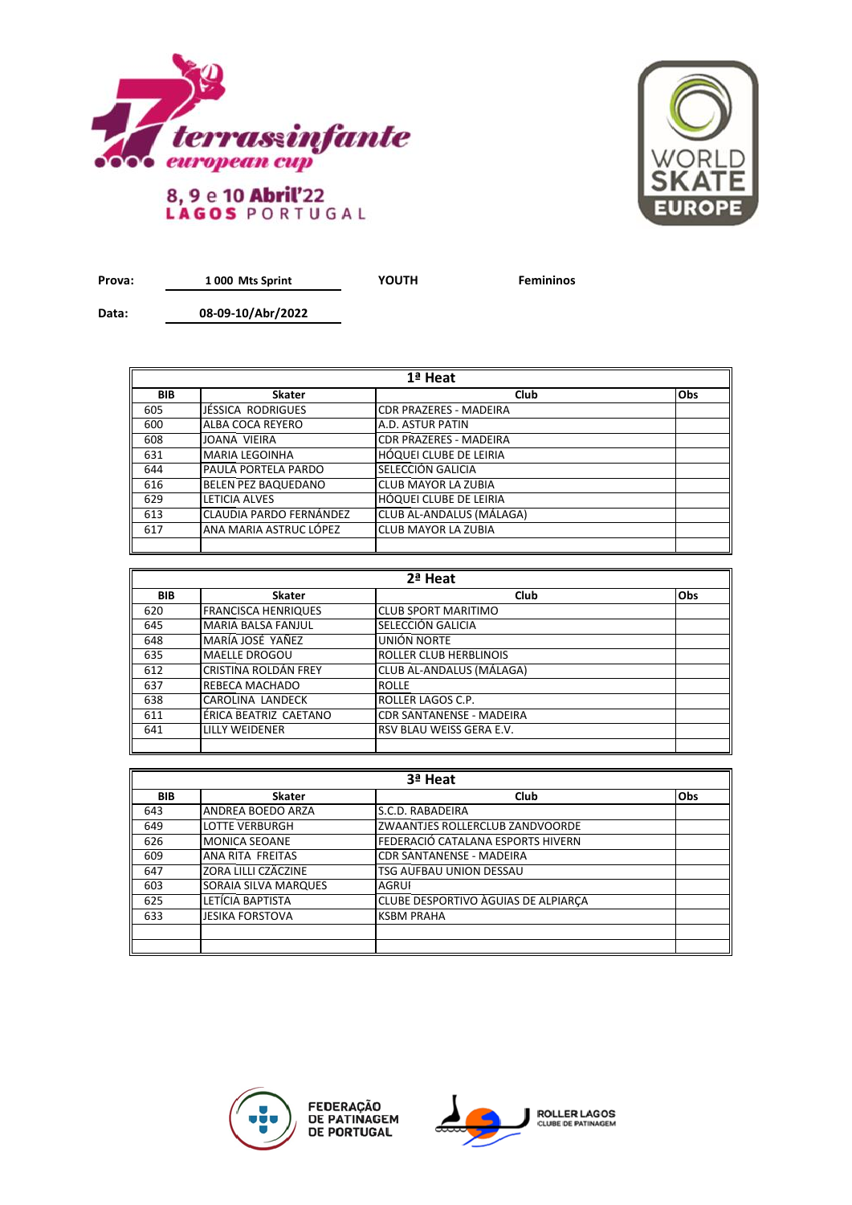17 terras infante european cup

8, 9 e 10 Abril'22
LAGOS PORTUGAL

WORLD SKATE EUROPE

**Prova:** 1 000 Mts Sprint **YOUTH** **Femininos**

**Data:** 08-09-10/Abr/2022

| 1ª Heat | | | |
|---|---|---|---|
| **BIB** | **Skater** | **Club** | **Obs** |
| 605 | JÉSSICA RODRIGUES | CDR PRAZERES - MADEIRA | |
| 600 | ALBA COCA REYERO | A.D. ASTUR PATIN | |
| 608 | JOANA VIEIRA | CDR PRAZERES - MADEIRA | |
| 631 | MARIA LEGOINHA | HÓQUEI CLUBE DE LEIRIA | |
| 644 | PAULA PORTELA PARDO | SELECCIÓN GALICIA | |
| 616 | BELEN PEZ BAQUEDANO | CLUB MAYOR LA ZUBIA | |
| 629 | LETICIA ALVES | HÓQUEI CLUBE DE LEIRIA | |
| 613 | CLAUDIA PARDO FERNÁNDEZ | CLUB AL-ANDALUS (MÁLAGA) | |
| 617 | ANA MARIA ASTRUC LÓPEZ | CLUB MAYOR LA ZUBIA | |
| | | | |

| 2ª Heat | | | |
|---|---|---|---|
| **BIB** | **Skater** | **Club** | **Obs** |
| 620 | FRANCISCA HENRIQUES | CLUB SPORT MARITIMO | |
| 645 | MARIA BALSA FANJUL | SELECCIÓN GALICIA | |
| 648 | MARÍA JOSÉ YAÑEZ | UNIÓN NORTE | |
| 635 | MAELLE DROGOU | ROLLER CLUB HERBLINOIS | |
| 612 | CRISTINA ROLDÁN FREY | CLUB AL-ANDALUS (MÁLAGA) | |
| 637 | REBECA MACHADO | ROLLE | |
| 638 | CAROLINA LANDECK | ROLLER LAGOS C.P. | |
| 611 | ÉRICA BEATRIZ CAETANO | CDR SANTANENSE - MADEIRA | |
| 641 | LILLY WEIDENER | RSV BLAU WEISS GERA E.V. | |
| | | | |

| 3ª Heat | | | |
|---|---|---|---|
| **BIB** | **Skater** | **Club** | **Obs** |
| 643 | ANDREA BOEDO ARZA | S.C.D. RABADEIRA | |
| 649 | LOTTE VERBURGH | ZWAANTJES ROLLERCLUB ZANDVOORDE | |
| 626 | MONICA SEOANE | FEDERACIÓ CATALANA ESPORTS HIVERN | |
| 609 | ANA RITA FREITAS | CDR SANTANENSE - MADEIRA | |
| 647 | ZORA LILLI CZÄCZINE | TSG AUFBAU UNION DESSAU | |
| 603 | SORAIA SILVA MARQUES | AGRUI | |
| 625 | LETÍCIA BAPTISTA | CLUBE DESPORTIVO ÀGUIAS DE ALPIARÇA | |
| 633 | JESIKA FORSTOVA | KSBM PRAHA | |
| | | | |
| | | | |

FEDERAÇÃO DE PATINAGEM DE PORTUGAL

ROLLER LAGOS CLUBE DE PATINAGEM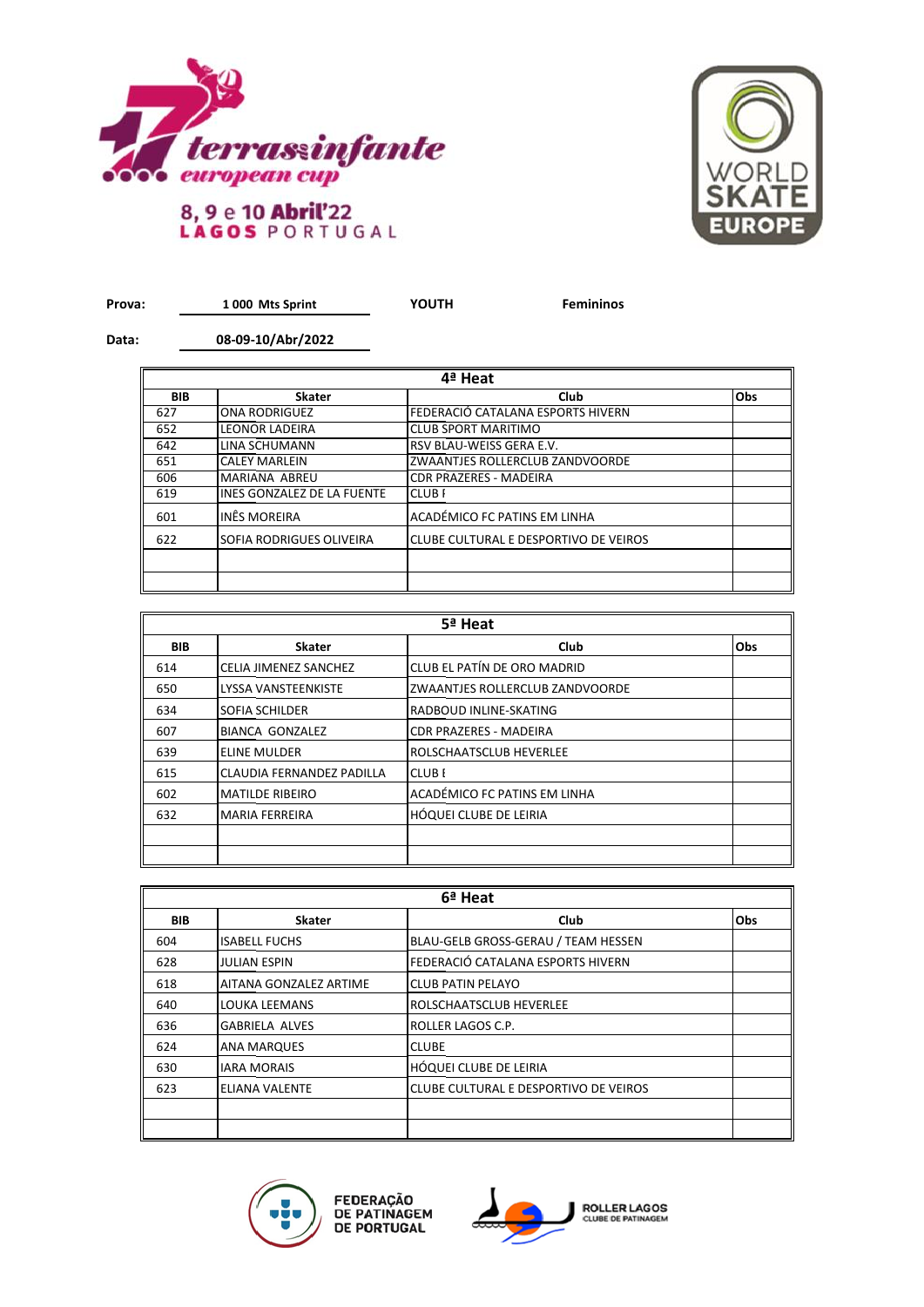17 terras infante european cup

8, 9 e 10 Abril'22
LAGOS PORTUGAL

WORLD SKATE EUROPE

**Prova:** 1 000 Mts Sprint **YOUTH** **Femininos**

**Data:** 08-09-10/Abr/2022

| 4ª Heat | | | |
|---|---|---|---|
| **BIB** | **Skater** | **Club** | **Obs** |
| 627 | ONA RODRIGUEZ | FEDERACIÓ CATALANA ESPORTS HIVERN | |
| 652 | LEONOR LADEIRA | CLUB SPORT MARITIMO | |
| 642 | LINA SCHUMANN | RSV BLAU-WEISS GERA E.V. | |
| 651 | CALEY MARLEIN | ZWAANTJES ROLLERCLUB ZANDVOORDE | |
| 606 | MARIANA ABREU | CDR PRAZERES - MADEIRA | |
| 619 | INES GONZALEZ DE LA FUENTE | CLUB I | |
| 601 | INÊS MOREIRA | ACADÉMICO FC PATINS EM LINHA | |
| 622 | SOFIA RODRIGUES OLIVEIRA | CLUBE CULTURAL E DESPORTIVO DE VEIROS | |
| | | | |
| | | | |

| 5ª Heat | | | |
|---|---|---|---|
| **BIB** | **Skater** | **Club** | **Obs** |
| 614 | CELIA JIMENEZ SANCHEZ | CLUB EL PATÍN DE ORO MADRID | |
| 650 | LYSSA VANSTEENKISTE | ZWAANTJES ROLLERCLUB ZANDVOORDE | |
| 634 | SOFIA SCHILDER | RADBOUD INLINE-SKATING | |
| 607 | BIANCA GONZALEZ | CDR PRAZERES - MADEIRA | |
| 639 | ELINE MULDER | ROLSCHAATSCLUB HEVERLEE | |
| 615 | CLAUDIA FERNANDEZ PADILLA | CLUB I | |
| 602 | MATILDE RIBEIRO | ACADÉMICO FC PATINS EM LINHA | |
| 632 | MARIA FERREIRA | HÓQUEI CLUBE DE LEIRIA | |
| | | | |
| | | | |

| 6ª Heat | | | |
|---|---|---|---|
| **BIB** | **Skater** | **Club** | **Obs** |
| 604 | ISABELL FUCHS | BLAU-GELB GROSS-GERAU / TEAM HESSEN | |
| 628 | JULIAN ESPIN | FEDERACIÓ CATALANA ESPORTS HIVERN | |
| 618 | AITANA GONZALEZ ARTIME | CLUB PATIN PELAYO | |
| 640 | LOUKA LEEMANS | ROLSCHAATSCLUB HEVERLEE | |
| 636 | GABRIELA ALVES | ROLLER LAGOS C.P. | |
| 624 | ANA MARQUES | CLUBE | |
| 630 | IARA MORAIS | HÓQUEI CLUBE DE LEIRIA | |
| 623 | ELIANA VALENTE | CLUBE CULTURAL E DESPORTIVO DE VEIROS | |
| | | | |
| | | | |

FEDERAÇÃO DE PATINAGEM DE PORTUGAL

ROLLER LAGOS CLUBE DE PATINAGEM